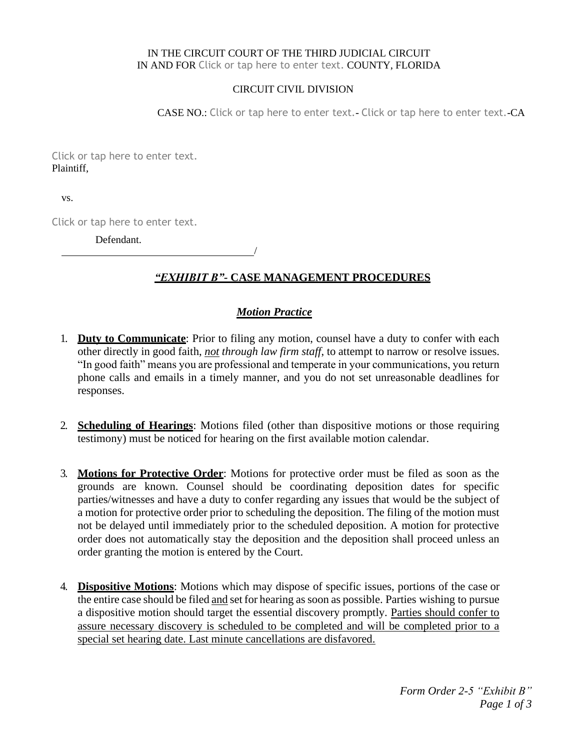IN THE CIRCUIT COURT OF THE THIRD JUDICIAL CIRCUIT
IN AND FOR Click or tap here to enter text. COUNTY, FLORIDA

CIRCUIT CIVIL DIVISION

CASE NO.: Click or tap here to enter text.- Click or tap here to enter text.-CA

Click or tap here to enter text.
Plaintiff,

vs.

Click or tap here to enter text.

Defendant.
\_\_\_\_\_\_\_\_\_\_\_\_\_\_\_\_\_\_\_\_\_\_\_\_\_\_\_\_\_\_\_\_\_\_\_\_\_/

## ***"EXHIBIT B"*- CASE MANAGEMENT PROCEDURES**

### ***Motion Practice***

1. **Duty to Communicate**: Prior to filing any motion, counsel have a duty to confer with each other directly in good faith, ***not** through law firm staff*, to attempt to narrow or resolve issues. "In good faith" means you are professional and temperate in your communications, you return phone calls and emails in a timely manner, and you do not set unreasonable deadlines for responses.

2. **Scheduling of Hearings**: Motions filed (other than dispositive motions or those requiring testimony) must be noticed for hearing on the first available motion calendar.

3. **Motions for Protective Order**: Motions for protective order must be filed as soon as the grounds are known. Counsel should be coordinating deposition dates for specific parties/witnesses and have a duty to confer regarding any issues that would be the subject of a motion for protective order prior to scheduling the deposition. The filing of the motion must not be delayed until immediately prior to the scheduled deposition. A motion for protective order does not automatically stay the deposition and the deposition shall proceed unless an order granting the motion is entered by the Court.

4. **Dispositive Motions**: Motions which may dispose of specific issues, portions of the case or the entire case should be filed and set for hearing as soon as possible. Parties wishing to pursue a dispositive motion should target the essential discovery promptly. Parties should confer to assure necessary discovery is scheduled to be completed and will be completed prior to a special set hearing date. Last minute cancellations are disfavored.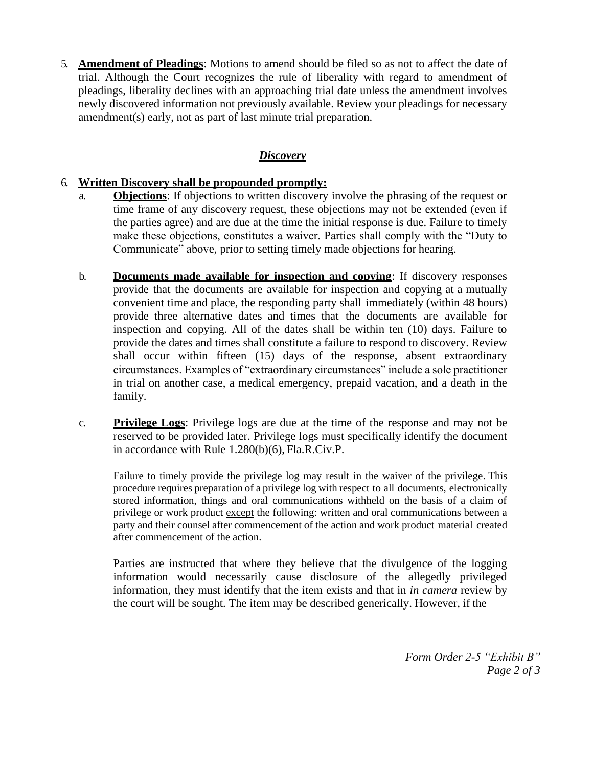5. **Amendment of Pleadings**: Motions to amend should be filed so as not to affect the date of trial. Although the Court recognizes the rule of liberality with regard to amendment of pleadings, liberality declines with an approaching trial date unless the amendment involves newly discovered information not previously available. Review your pleadings for necessary amendment(s) early, not as part of last minute trial preparation.

## ***Discovery***

6. **Written Discovery shall be propounded promptly:**

   a. **Objections**: If objections to written discovery involve the phrasing of the request or time frame of any discovery request, these objections may not be extended (even if the parties agree) and are due at the time the initial response is due. Failure to timely make these objections, constitutes a waiver. Parties shall comply with the "Duty to Communicate" above, prior to setting timely made objections for hearing.

   b. **Documents made available for inspection and copying**: If discovery responses provide that the documents are available for inspection and copying at a mutually convenient time and place, the responding party shall immediately (within 48 hours) provide three alternative dates and times that the documents are available for inspection and copying. All of the dates shall be within ten (10) days. Failure to provide the dates and times shall constitute a failure to respond to discovery. Review shall occur within fifteen (15) days of the response, absent extraordinary circumstances. Examples of "extraordinary circumstances" include a sole practitioner in trial on another case, a medical emergency, prepaid vacation, and a death in the family.

   c. **Privilege Logs**: Privilege logs are due at the time of the response and may not be reserved to be provided later. Privilege logs must specifically identify the document in accordance with Rule 1.280(b)(6), Fla.R.Civ.P.

      Failure to timely provide the privilege log may result in the waiver of the privilege. This procedure requires preparation of a privilege log with respect to all documents, electronically stored information, things and oral communications withheld on the basis of a claim of privilege or work product except the following: written and oral communications between a party and their counsel after commencement of the action and work product material created after commencement of the action.

      Parties are instructed that where they believe that the divulgence of the logging information would necessarily cause disclosure of the allegedly privileged information, they must identify that the item exists and that in *in camera* review by the court will be sought. The item may be described generically. However, if the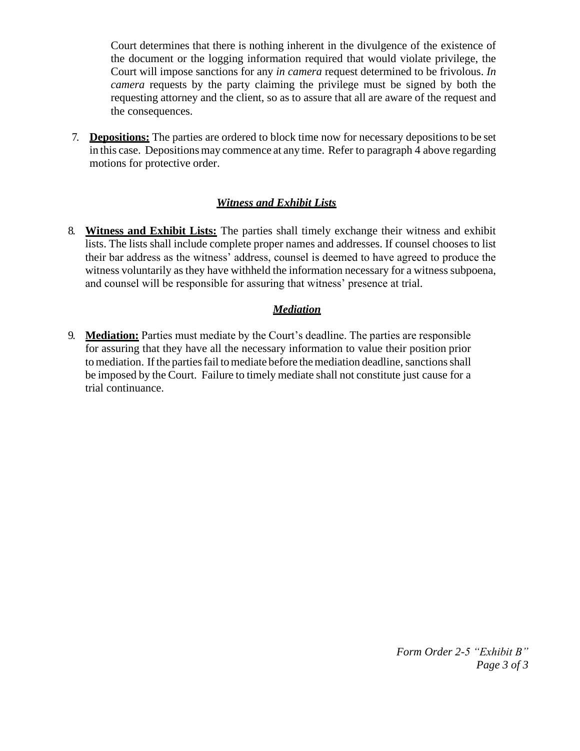Court determines that there is nothing inherent in the divulgence of the existence of the document or the logging information required that would violate privilege, the Court will impose sanctions for any *in camera* request determined to be frivolous. *In camera* requests by the party claiming the privilege must be signed by both the requesting attorney and the client, so as to assure that all are aware of the request and the consequences.

7. **Depositions:** The parties are ordered to block time now for necessary depositions to be set in this case. Depositions may commence at any time. Refer to paragraph 4 above regarding motions for protective order.

## ***Witness and Exhibit Lists***

8. **Witness and Exhibit Lists:** The parties shall timely exchange their witness and exhibit lists. The lists shall include complete proper names and addresses. If counsel chooses to list their bar address as the witness' address, counsel is deemed to have agreed to produce the witness voluntarily as they have withheld the information necessary for a witness subpoena, and counsel will be responsible for assuring that witness' presence at trial.

## ***Mediation***

9. **Mediation:** Parties must mediate by the Court's deadline. The parties are responsible for assuring that they have all the necessary information to value their position prior to mediation. If the parties fail to mediate before the mediation deadline, sanctions shall be imposed by the Court. Failure to timely mediate shall not constitute just cause for a trial continuance.

*Form Order 2-5 "Exhibit B"*